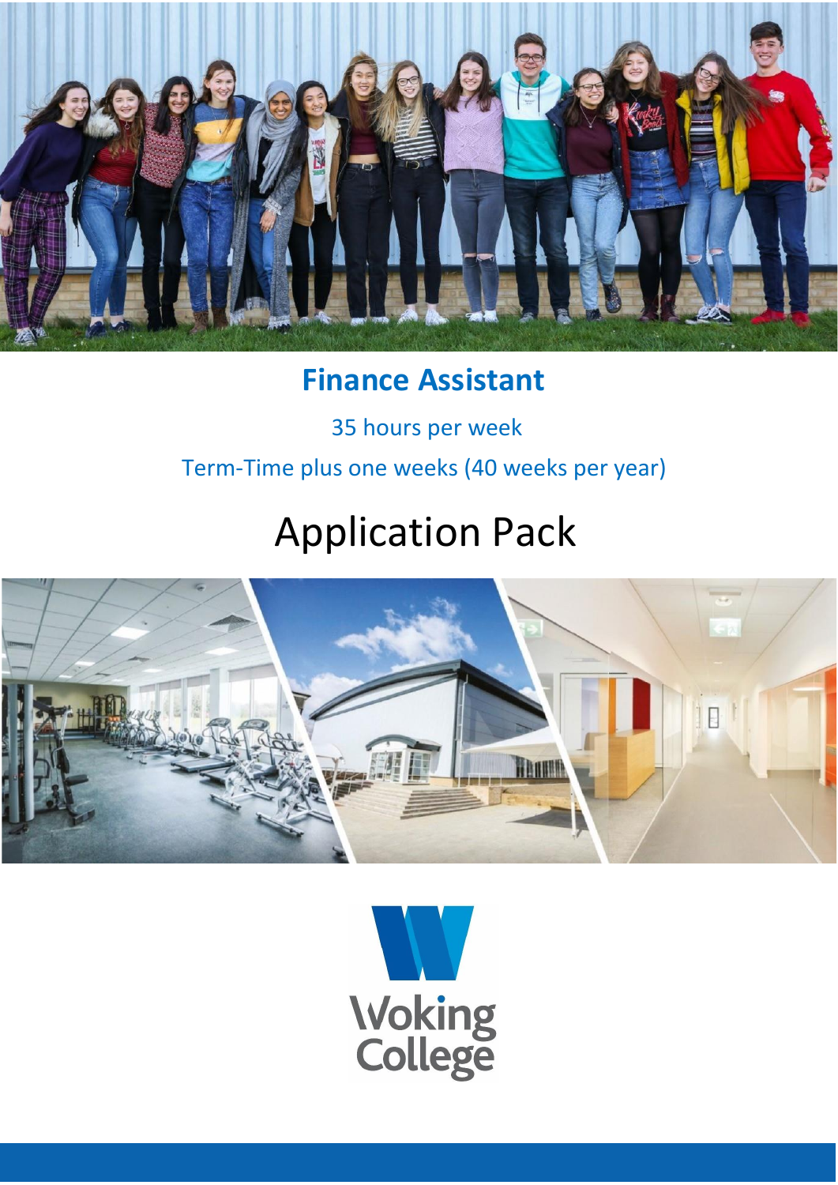# Finance Assistant

35 hours per week

Term-Time plus one weeks (40 weeks per year)

# Application Pack

Woking College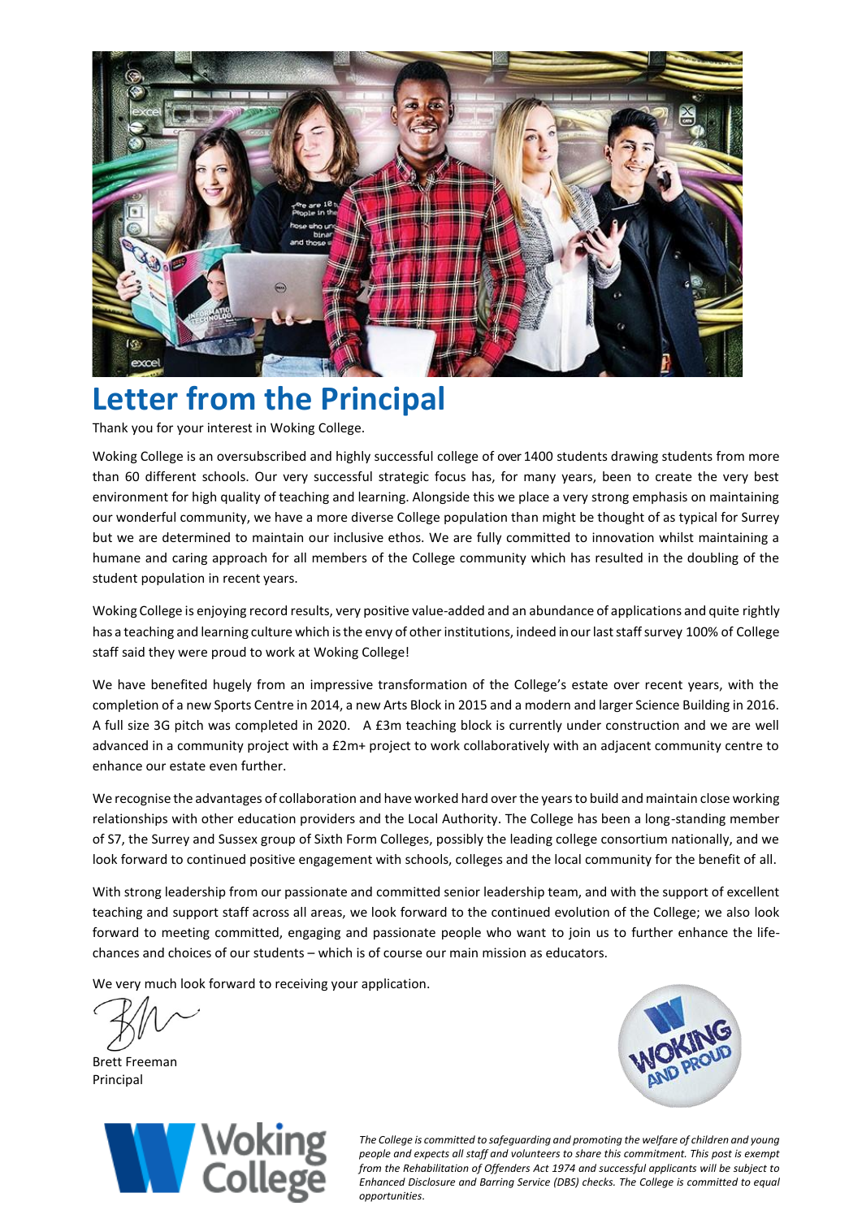# Letter from the Principal

Thank you for your interest in Woking College.

Woking College is an oversubscribed and highly successful college of over 1400 students drawing students from more than 60 different schools. Our very successful strategic focus has, for many years, been to create the very best environment for high quality of teaching and learning. Alongside this we place a very strong emphasis on maintaining our wonderful community, we have a more diverse College population than might be thought of as typical for Surrey but we are determined to maintain our inclusive ethos. We are fully committed to innovation whilst maintaining a humane and caring approach for all members of the College community which has resulted in the doubling of the student population in recent years.

Woking College is enjoying record results, very positive value-added and an abundance of applications and quite rightly has a teaching and learning culture which is the envy of other institutions, indeed in our last staff survey 100% of College staff said they were proud to work at Woking College!

We have benefited hugely from an impressive transformation of the College's estate over recent years, with the completion of a new Sports Centre in 2014, a new Arts Block in 2015 and a modern and larger Science Building in 2016. A full size 3G pitch was completed in 2020. A £3m teaching block is currently under construction and we are well advanced in a community project with a £2m+ project to work collaboratively with an adjacent community centre to enhance our estate even further.

We recognise the advantages of collaboration and have worked hard over the years to build and maintain close working relationships with other education providers and the Local Authority. The College has been a long-standing member of S7, the Surrey and Sussex group of Sixth Form Colleges, possibly the leading college consortium nationally, and we look forward to continued positive engagement with schools, colleges and the local community for the benefit of all.

With strong leadership from our passionate and committed senior leadership team, and with the support of excellent teaching and support staff across all areas, we look forward to the continued evolution of the College; we also look forward to meeting committed, engaging and passionate people who want to join us to further enhance the life-chances and choices of our students – which is of course our main mission as educators.

We very much look forward to receiving your application.

Brett Freeman
Principal

*The College is committed to safeguarding and promoting the welfare of children and young people and expects all staff and volunteers to share this commitment. This post is exempt from the Rehabilitation of Offenders Act 1974 and successful applicants will be subject to Enhanced Disclosure and Barring Service (DBS) checks. The College is committed to equal opportunities.*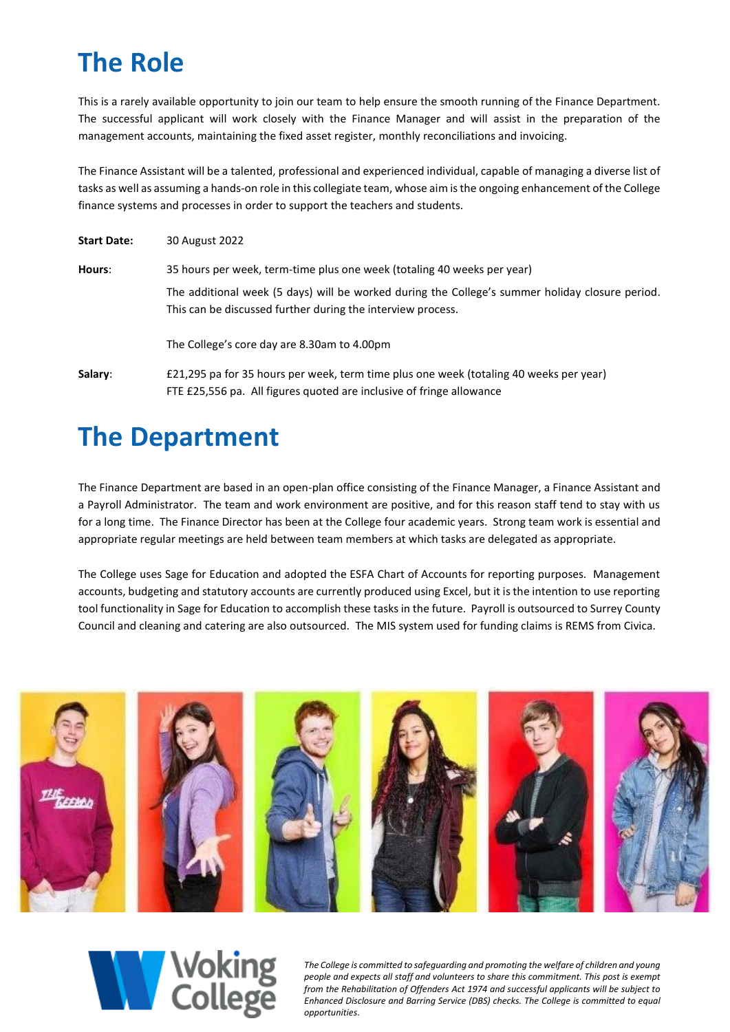# The Role

This is a rarely available opportunity to join our team to help ensure the smooth running of the Finance Department. The successful applicant will work closely with the Finance Manager and will assist in the preparation of the management accounts, maintaining the fixed asset register, monthly reconciliations and invoicing.

The Finance Assistant will be a talented, professional and experienced individual, capable of managing a diverse list of tasks as well as assuming a hands-on role in this collegiate team, whose aim is the ongoing enhancement of the College finance systems and processes in order to support the teachers and students.

**Start Date:** 30 August 2022

**Hours**: 35 hours per week, term-time plus one week (totaling 40 weeks per year)

The additional week (5 days) will be worked during the College's summer holiday closure period. This can be discussed further during the interview process.

The College's core day are 8.30am to 4.00pm

**Salary**: £21,295 pa for 35 hours per week, term time plus one week (totaling 40 weeks per year)
FTE £25,556 pa. All figures quoted are inclusive of fringe allowance

# The Department

The Finance Department are based in an open-plan office consisting of the Finance Manager, a Finance Assistant and a Payroll Administrator. The team and work environment are positive, and for this reason staff tend to stay with us for a long time. The Finance Director has been at the College four academic years. Strong team work is essential and appropriate regular meetings are held between team members at which tasks are delegated as appropriate.

The College uses Sage for Education and adopted the ESFA Chart of Accounts for reporting purposes. Management accounts, budgeting and statutory accounts are currently produced using Excel, but it is the intention to use reporting tool functionality in Sage for Education to accomplish these tasks in the future. Payroll is outsourced to Surrey County Council and cleaning and catering are also outsourced. The MIS system used for funding claims is REMS from Civica.

Woking College

*The College is committed to safeguarding and promoting the welfare of children and young people and expects all staff and volunteers to share this commitment. This post is exempt from the Rehabilitation of Offenders Act 1974 and successful applicants will be subject to Enhanced Disclosure and Barring Service (DBS) checks. The College is committed to equal opportunities.*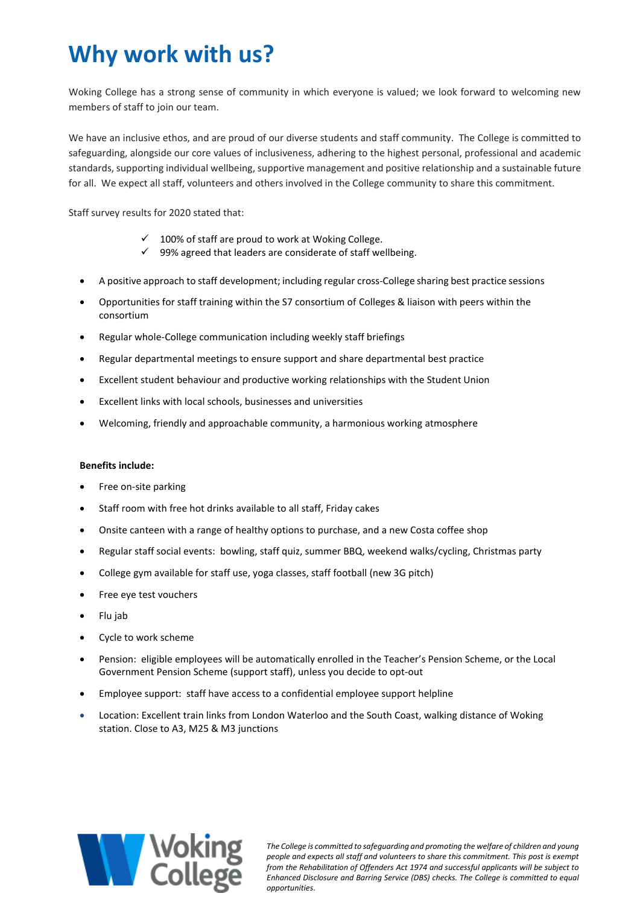# Why work with us?

Woking College has a strong sense of community in which everyone is valued; we look forward to welcoming new members of staff to join our team.

We have an inclusive ethos, and are proud of our diverse students and staff community. The College is committed to safeguarding, alongside our core values of inclusiveness, adhering to the highest personal, professional and academic standards, supporting individual wellbeing, supportive management and positive relationship and a sustainable future for all. We expect all staff, volunteers and others involved in the College community to share this commitment.

Staff survey results for 2020 stated that:

- ✓ 100% of staff are proud to work at Woking College.
- ✓ 99% agreed that leaders are considerate of staff wellbeing.

- A positive approach to staff development; including regular cross-College sharing best practice sessions
- Opportunities for staff training within the S7 consortium of Colleges & liaison with peers within the consortium
- Regular whole-College communication including weekly staff briefings
- Regular departmental meetings to ensure support and share departmental best practice
- Excellent student behaviour and productive working relationships with the Student Union
- Excellent links with local schools, businesses and universities
- Welcoming, friendly and approachable community, a harmonious working atmosphere

**Benefits include:**

- Free on-site parking
- Staff room with free hot drinks available to all staff, Friday cakes
- Onsite canteen with a range of healthy options to purchase, and a new Costa coffee shop
- Regular staff social events: bowling, staff quiz, summer BBQ, weekend walks/cycling, Christmas party
- College gym available for staff use, yoga classes, staff football (new 3G pitch)
- Free eye test vouchers
- Flu jab
- Cycle to work scheme
- Pension: eligible employees will be automatically enrolled in the Teacher's Pension Scheme, or the Local Government Pension Scheme (support staff), unless you decide to opt-out
- Employee support: staff have access to a confidential employee support helpline
- Location: Excellent train links from London Waterloo and the South Coast, walking distance of Woking station. Close to A3, M25 & M3 junctions

Woking College

*The College is committed to safeguarding and promoting the welfare of children and young people and expects all staff and volunteers to share this commitment. This post is exempt from the Rehabilitation of Offenders Act 1974 and successful applicants will be subject to Enhanced Disclosure and Barring Service (DBS) checks. The College is committed to equal opportunities.*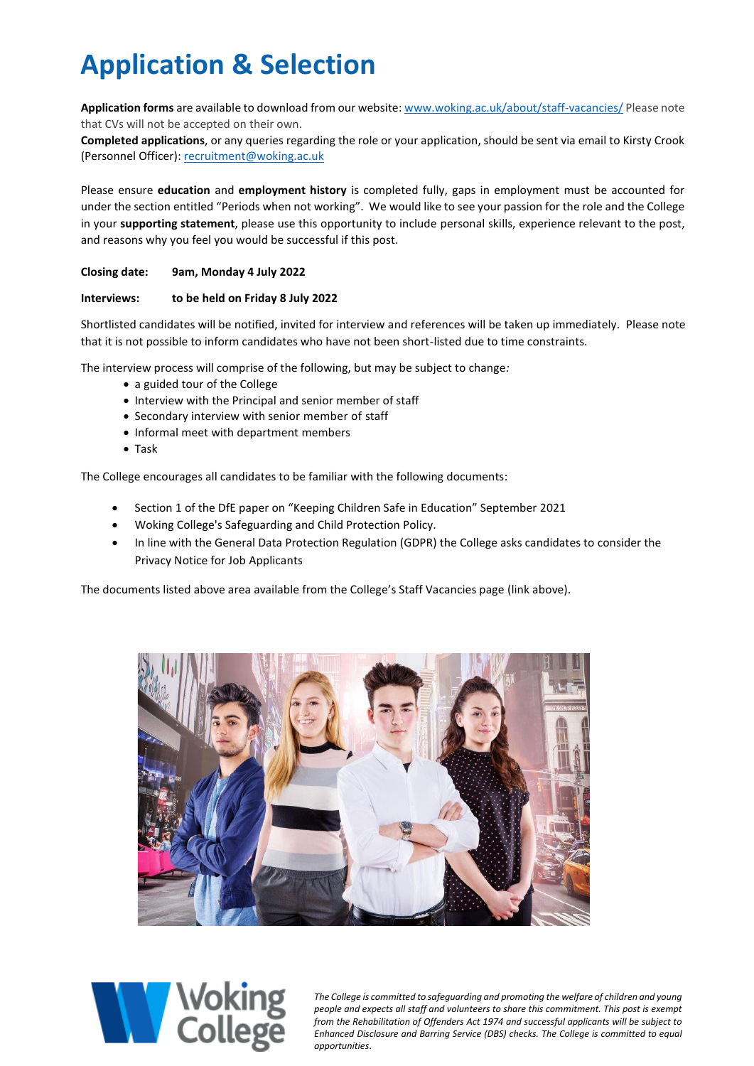# Application & Selection

**Application forms** are available to download from our website: www.woking.ac.uk/about/staff-vacancies/ Please note that CVs will not be accepted on their own.
**Completed applications**, or any queries regarding the role or your application, should be sent via email to Kirsty Crook (Personnel Officer): recruitment@woking.ac.uk

Please ensure **education** and **employment history** is completed fully, gaps in employment must be accounted for under the section entitled "Periods when not working". We would like to see your passion for the role and the College in your **supporting statement**, please use this opportunity to include personal skills, experience relevant to the post, and reasons why you feel you would be successful if this post.

**Closing date: 9am, Monday 4 July 2022**

**Interviews: to be held on Friday 8 July 2022**

Shortlisted candidates will be notified, invited for interview and references will be taken up immediately. Please note that it is not possible to inform candidates who have not been short-listed due to time constraints.

The interview process will comprise of the following, but may be subject to change:

- a guided tour of the College
- Interview with the Principal and senior member of staff
- Secondary interview with senior member of staff
- Informal meet with department members
- Task

The College encourages all candidates to be familiar with the following documents:

- Section 1 of the DfE paper on "Keeping Children Safe in Education" September 2021
- Woking College's Safeguarding and Child Protection Policy.
- In line with the General Data Protection Regulation (GDPR) the College asks candidates to consider the Privacy Notice for Job Applicants

The documents listed above area available from the College's Staff Vacancies page (link above).

Woking College

*The College is committed to safeguarding and promoting the welfare of children and young people and expects all staff and volunteers to share this commitment. This post is exempt from the Rehabilitation of Offenders Act 1974 and successful applicants will be subject to Enhanced Disclosure and Barring Service (DBS) checks. The College is committed to equal opportunities.*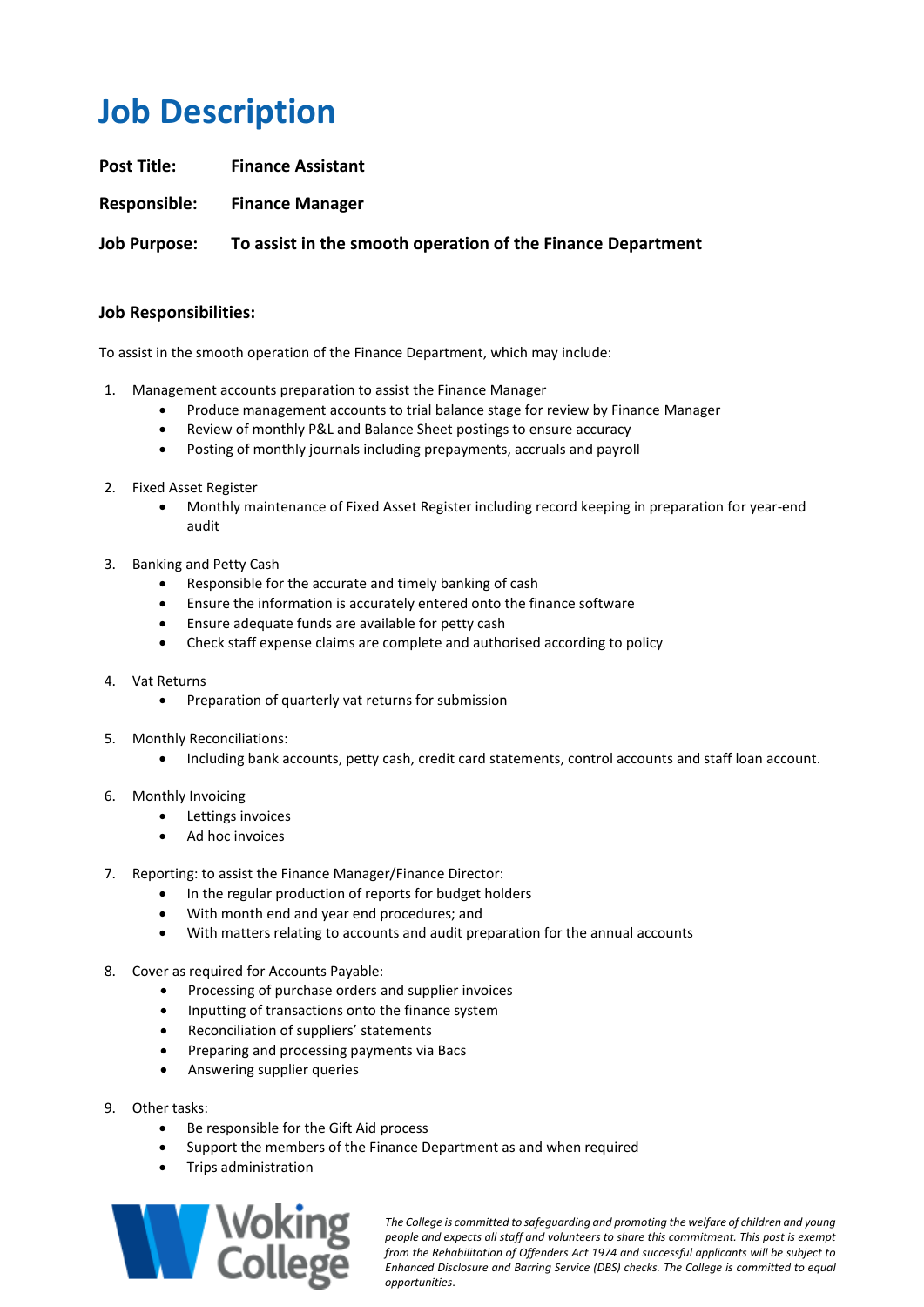# Job Description

**Post Title:** **Finance Assistant**

**Responsible:** **Finance Manager**

**Job Purpose:** **To assist in the smooth operation of the Finance Department**

### Job Responsibilities:

To assist in the smooth operation of the Finance Department, which may include:

1. Management accounts preparation to assist the Finance Manager
    - Produce management accounts to trial balance stage for review by Finance Manager
    - Review of monthly P&L and Balance Sheet postings to ensure accuracy
    - Posting of monthly journals including prepayments, accruals and payroll

2. Fixed Asset Register
    - Monthly maintenance of Fixed Asset Register including record keeping in preparation for year-end audit

3. Banking and Petty Cash
    - Responsible for the accurate and timely banking of cash
    - Ensure the information is accurately entered onto the finance software
    - Ensure adequate funds are available for petty cash
    - Check staff expense claims are complete and authorised according to policy

4. Vat Returns
    - Preparation of quarterly vat returns for submission

5. Monthly Reconciliations:
    - Including bank accounts, petty cash, credit card statements, control accounts and staff loan account.

6. Monthly Invoicing
    - Lettings invoices
    - Ad hoc invoices

7. Reporting: to assist the Finance Manager/Finance Director:
    - In the regular production of reports for budget holders
    - With month end and year end procedures; and
    - With matters relating to accounts and audit preparation for the annual accounts

8. Cover as required for Accounts Payable:
    - Processing of purchase orders and supplier invoices
    - Inputting of transactions onto the finance system
    - Reconciliation of suppliers' statements
    - Preparing and processing payments via Bacs
    - Answering supplier queries

9. Other tasks:
    - Be responsible for the Gift Aid process
    - Support the members of the Finance Department as and when required
    - Trips administration

Woking College

*The College is committed to safeguarding and promoting the welfare of children and young people and expects all staff and volunteers to share this commitment. This post is exempt from the Rehabilitation of Offenders Act 1974 and successful applicants will be subject to Enhanced Disclosure and Barring Service (DBS) checks. The College is committed to equal opportunities.*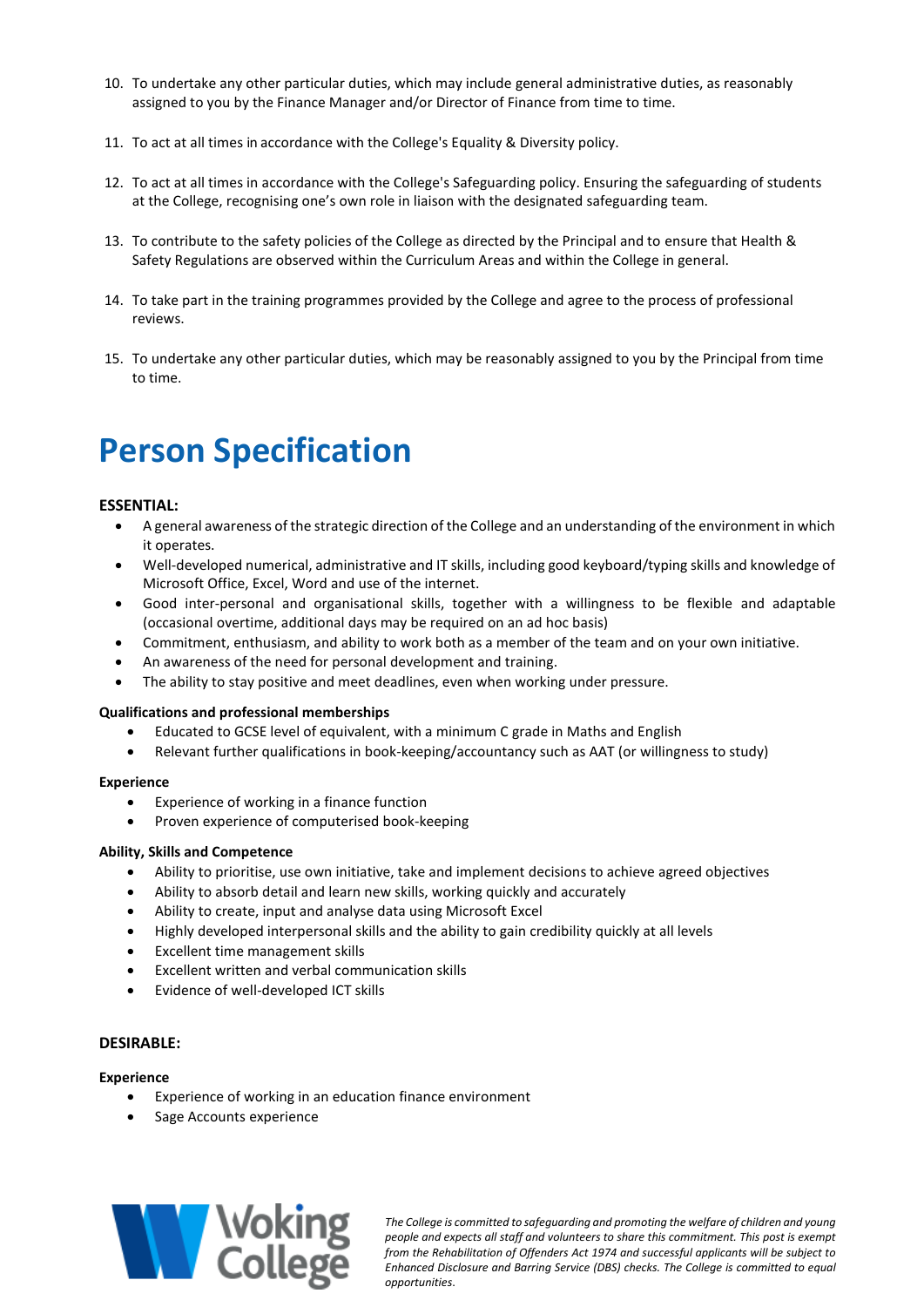10. To undertake any other particular duties, which may include general administrative duties, as reasonably assigned to you by the Finance Manager and/or Director of Finance from time to time.

11. To act at all times in accordance with the College's Equality & Diversity policy.

12. To act at all times in accordance with the College's Safeguarding policy. Ensuring the safeguarding of students at the College, recognising one's own role in liaison with the designated safeguarding team.

13. To contribute to the safety policies of the College as directed by the Principal and to ensure that Health & Safety Regulations are observed within the Curriculum Areas and within the College in general.

14. To take part in the training programmes provided by the College and agree to the process of professional reviews.

15. To undertake any other particular duties, which may be reasonably assigned to you by the Principal from time to time.

# Person Specification

**ESSENTIAL:**

- A general awareness of the strategic direction of the College and an understanding of the environment in which it operates.
- Well-developed numerical, administrative and IT skills, including good keyboard/typing skills and knowledge of Microsoft Office, Excel, Word and use of the internet.
- Good inter-personal and organisational skills, together with a willingness to be flexible and adaptable (occasional overtime, additional days may be required on an ad hoc basis)
- Commitment, enthusiasm, and ability to work both as a member of the team and on your own initiative.
- An awareness of the need for personal development and training.
- The ability to stay positive and meet deadlines, even when working under pressure.

**Qualifications and professional memberships**

- Educated to GCSE level of equivalent, with a minimum C grade in Maths and English
- Relevant further qualifications in book-keeping/accountancy such as AAT (or willingness to study)

**Experience**

- Experience of working in a finance function
- Proven experience of computerised book-keeping

**Ability, Skills and Competence**

- Ability to prioritise, use own initiative, take and implement decisions to achieve agreed objectives
- Ability to absorb detail and learn new skills, working quickly and accurately
- Ability to create, input and analyse data using Microsoft Excel
- Highly developed interpersonal skills and the ability to gain credibility quickly at all levels
- Excellent time management skills
- Excellent written and verbal communication skills
- Evidence of well-developed ICT skills

**DESIRABLE:**

**Experience**

- Experience of working in an education finance environment
- Sage Accounts experience

Woking College

*The College is committed to safeguarding and promoting the welfare of children and young people and expects all staff and volunteers to share this commitment. This post is exempt from the Rehabilitation of Offenders Act 1974 and successful applicants will be subject to Enhanced Disclosure and Barring Service (DBS) checks. The College is committed to equal opportunities.*